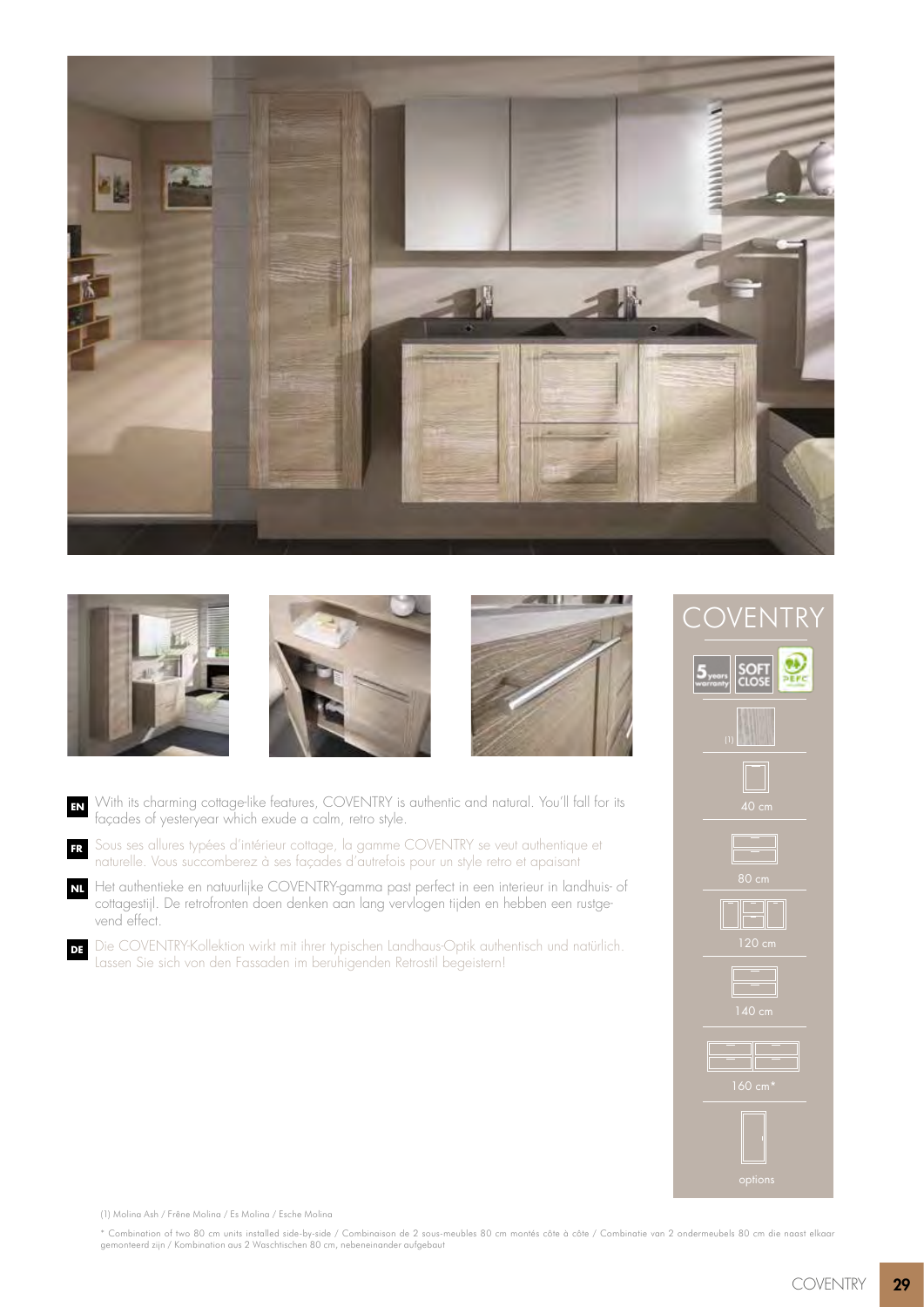# COVENTRY

5 years warranty | SOFT CLOSE | PEFC

(1)

40 cm

80 cm

120 cm

140 cm

160 cm*

options

**EN** With its charming cottage-like features, COVENTRY is authentic and natural. You'll fall for its façades of yesteryear which exude a calm, retro style.

**FR** Sous ses allures typées d'intérieur cottage, la gamme COVENTRY se veut authentique et naturelle. Vous succomberez à ses façades d'autrefois pour un style retro et apaisant

**NL** Het authentieke en natuurlijke COVENTRY-gamma past perfect in een interieur in landhuis- of cottagestijl. De retrofronten doen denken aan lang vervlogen tijden en hebben een rustgevend effect.

**DE** Die COVENTRY-Kollektion wirkt mit ihrer typischen Landhaus-Optik authentisch und natürlich. Lassen Sie sich von den Fassaden im beruhigenden Retrostil begeistern!

(1) Molina Ash / Frêne Molina / Es Molina / Esche Molina

* Combination of two 80 cm units installed side-by-side / Combinaison de 2 sous-meubles 80 cm montés côte à côte / Combinatie van 2 ondermeubels 80 cm die naast elkaar gemonteerd zijn / Kombination aus 2 Waschtischen 80 cm, nebeneinander aufgebaut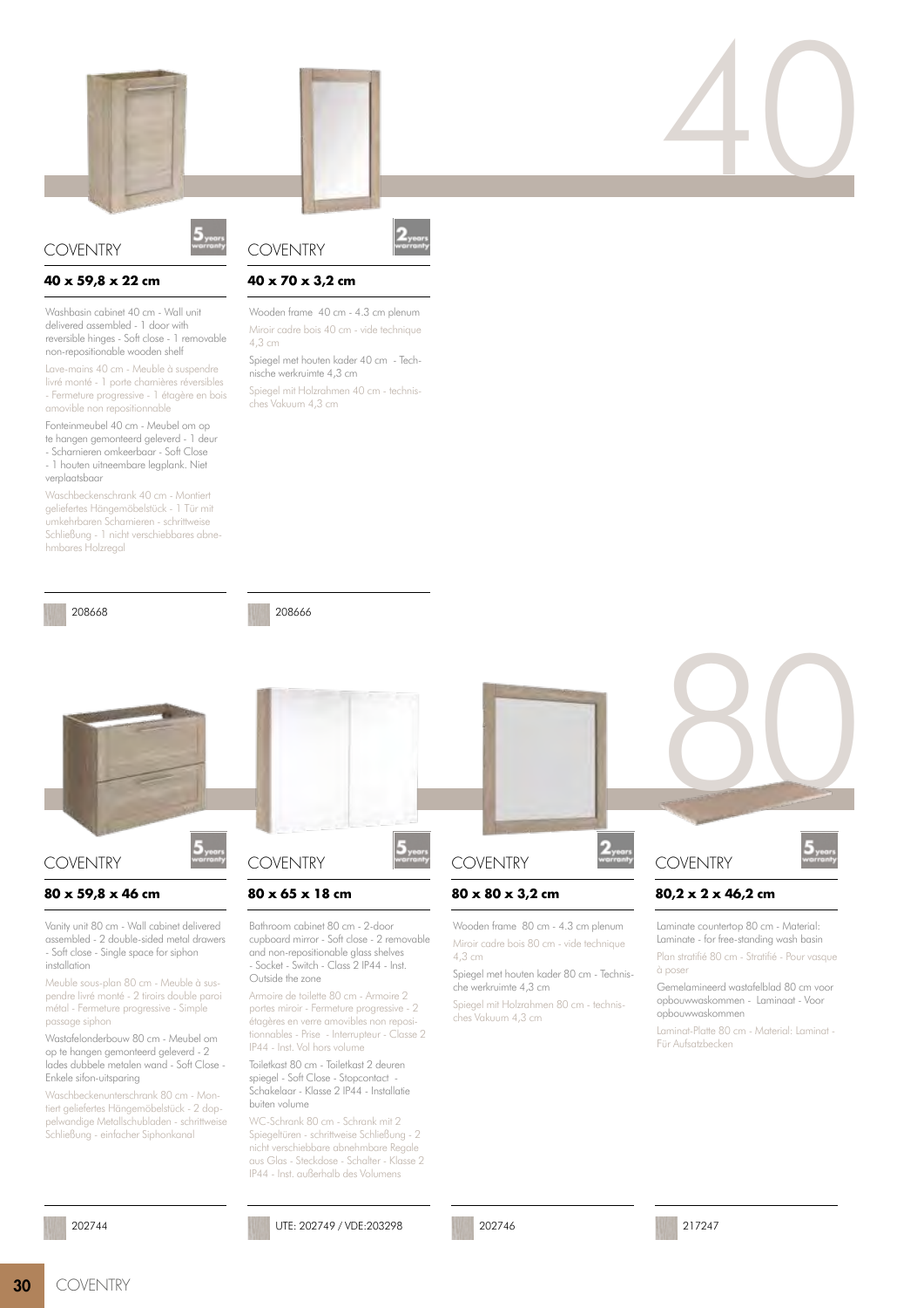# 40

## COVENTRY

5 years warranty

### 40 x 59,8 x 22 cm

Washbasin cabinet 40 cm - Wall unit delivered assembled - 1 door with reversible hinges - Soft close - 1 removable non-repositionable wooden shelf

Lave-mains 40 cm - Meuble à suspendre livré monté - 1 porte charnières réversibles - Fermeture progressive - 1 étagère en bois amovible non repositionnable

Fonteinmeubel 40 cm - Meubel om op te hangen gemonteerd geleverd - 1 deur - Scharnieren omkeerbaar - Soft Close - 1 houten uitneembare legplank. Niet verplaatsbaar

Waschbeckenschrank 40 cm - Montiert geliefertes Hängemöbelstück - 1 Tür mit umkehrbaren Scharnieren - schrittweise Schließung - 1 nicht verschiebbares abnehmbares Holzregal

208668

## COVENTRY

2 years warranty

### 40 x 70 x 3,2 cm

Wooden frame 40 cm - 4.3 cm plenum

Miroir cadre bois 40 cm - vide technique 4,3 cm

Spiegel met houten kader 40 cm - Technische werkruimte 4,3 cm

Spiegel mit Holzrahmen 40 cm - technisches Vakuum 4,3 cm

208666

# 80

## COVENTRY

5 years warranty

### 80 x 59,8 x 46 cm

Vanity unit 80 cm - Wall cabinet delivered assembled - 2 double-sided metal drawers - Soft close - Single space for siphon installation

Meuble sous-plan 80 cm - Meuble à suspendre livré monté - 2 tiroirs double paroi métal - Fermeture progressive - Simple passage siphon

Wastafelonderbouw 80 cm - Meubel om op te hangen gemonteerd geleverd - 2 lades dubbele metalen wand - Soft Close - Enkele sifon-uitsparing

Waschbeckenunterschrank 80 cm - Montiert geliefertes Hängemöbelstück - 2 doppelwandige Metallschubladen - schrittweise Schließung - einfacher Siphonkanal

202744

## COVENTRY

5 years warranty

### 80 x 65 x 18 cm

Bathroom cabinet 80 cm - 2-door cupboard mirror - Soft close - 2 removable and non-repositionable glass shelves - Socket - Switch - Class 2 IP44 - Inst. Outside the zone

Armoire de toilette 80 cm - Armoire 2 portes miroir - Fermeture progressive - 2 étagères en verre amovibles non repositionnables - Prise - Interrupteur - Classe 2 IP44 - Inst. Vol hors volume

Toiletkast 80 cm - Toiletkast 2 deuren spiegel - Soft Close - Stopcontact - Schakelaar - Klasse 2 IP44 - Installatie buiten volume

WC-Schrank 80 cm - Schrank mit 2 Spiegeltüren - schrittweise Schließung - 2 nicht verschiebbare abnehmbare Regale aus Glas - Steckdose - Schalter - Klasse 2 IP44 - Inst. außerhalb des Volumens

UTE: 202749 / VDE:203298

## COVENTRY

2 years warranty

### 80 x 80 x 3,2 cm

Wooden frame 80 cm - 4.3 cm plenum

Miroir cadre bois 80 cm - vide technique 4,3 cm

Spiegel met houten kader 80 cm - Technische werkruimte 4,3 cm

Spiegel mit Holzrahmen 80 cm - technisches Vakuum 4,3 cm

202746

## COVENTRY

5 years warranty

### 80,2 x 2 x 46,2 cm

Laminate countertop 80 cm - Material: Laminate - for free-standing wash basin

Plan stratifié 80 cm - Stratifié - Pour vasque à poser

Gemelamineerd wastafelblad 80 cm voor opbouwwaskommen - Laminaat - Voor opbouwwaskommen

Laminat-Platte 80 cm - Material: Laminat - Für Aufsatzbecken

217247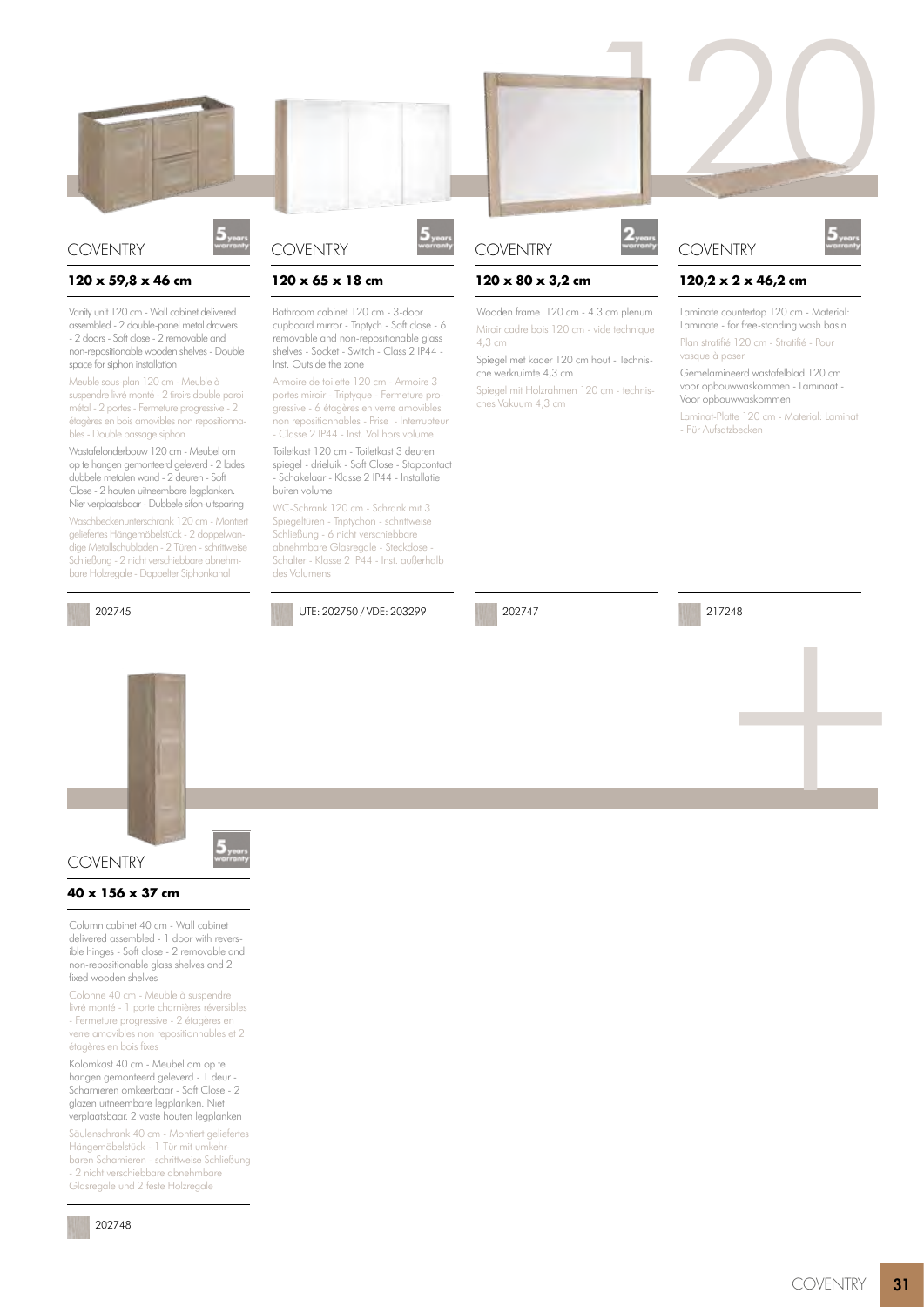120

## COVENTRY

5 years warranty

### 120 x 59,8 x 46 cm

Vanity unit 120 cm - Wall cabinet delivered assembled - 2 double-panel metal drawers - 2 doors - Soft close - 2 removable and non-repositionable wooden shelves - Double space for siphon installation

Meuble sous-plan 120 cm - Meuble à suspendre livré monté - 2 tiroirs double paroi métal - 2 portes - Fermeture progressive - 2 étagères en bois amovibles non repositionnables - Double passage siphon

Wastafelonderbouw 120 cm - Meubel om op te hangen gemonteerd geleverd - 2 lades dubbele metalen wand - 2 deuren - Soft Close - 2 houten uitneembare legplanken. Niet verplaatsbaar - Dubbele sifon-uitsparing

Waschbeckenunterschrank 120 cm - Montiert geliefertes Hängemöbelstück - 2 doppelwandige Metallschubladen - 2 Türen - schrittweise Schließung - 2 nicht verschiebbare abnehmbare Holzregale - Doppelter Siphonkanal

202745

## COVENTRY

5 years warranty

### 120 x 65 x 18 cm

Bathroom cabinet 120 cm - 3-door cupboard mirror - Triptych - Soft close - 6 removable and non-repositionable glass shelves - Socket - Switch - Class 2 IP44 - Inst. Outside the zone

Armoire de toilette 120 cm - Armoire 3 portes miroir - Triptyque - Fermeture progressive - 6 étagères en verre amovibles non repositionnables - Prise - Interrupteur - Classe 2 IP44 - Inst. Vol hors volume

Toiletkast 120 cm - Toiletkast 3 deuren spiegel - drieluik - Soft Close - Stopcontact - Schakelaar - Klasse 2 IP44 - Installatie buiten volume

WC-Schrank 120 cm - Schrank mit 3 Spiegeltüren - Triptychon - schrittweise Schließung - 6 nicht verschiebbare abnehmbare Glasregale - Steckdose - Schalter - Klasse 2 IP44 - Inst. außerhalb des Volumens

UTE: 202750 / VDE: 203299

## COVENTRY

2 years warranty

### 120 x 80 x 3,2 cm

Wooden frame 120 cm - 4.3 cm plenum

Miroir cadre bois 120 cm - vide technique 4,3 cm

Spiegel met kader 120 cm hout - Technische werkruimte 4,3 cm

Spiegel mit Holzrahmen 120 cm - technisches Vakuum 4,3 cm

202747

## COVENTRY

5 years warranty

### 120,2 x 2 x 46,2 cm

Laminate countertop 120 cm - Material: Laminate - for free-standing wash basin

Plan stratifié 120 cm - Stratifié - Pour vasque à poser

Gemelamineerd wastafelblad 120 cm voor opbouwwaskommen - Laminaat - Voor opbouwwaskommen

Laminat-Platte 120 cm - Material: Laminat - Für Aufsatzbecken

217248

+

## COVENTRY

5 years warranty

### 40 x 156 x 37 cm

Column cabinet 40 cm - Wall cabinet delivered assembled - 1 door with reversible hinges - Soft close - 2 removable and non-repositionable glass shelves and 2 fixed wooden shelves

Colonne 40 cm - Meuble à suspendre livré monté - 1 porte charnières réversibles - Fermeture progressive - 2 étagères en verre amovibles non repositionnables et 2 étagères en bois fixes

Kolomkast 40 cm - Meubel om op te hangen gemonteerd geleverd - 1 deur - Scharnieren omkeerbaar - Soft Close - 2 glazen uitneembare legplanken. Niet verplaatsbaar. 2 vaste houten legplanken

Säulenschrank 40 cm - Montiert geliefertes Hängemöbelstück - 1 Tür mit umkehrbaren Scharnieren - schrittweise Schließung - 2 nicht verschiebbare abnehmbare Glasregale und 2 feste Holzregale

202748